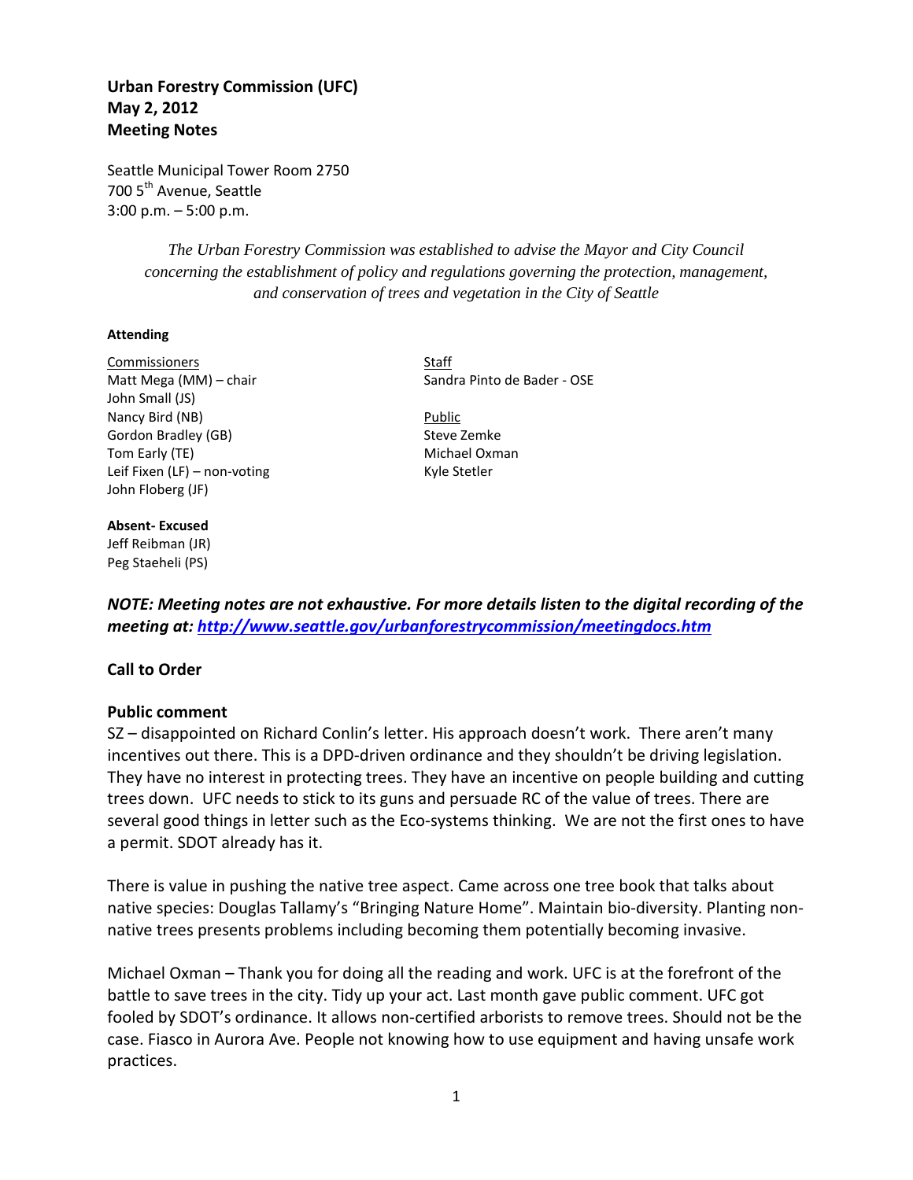**Urban Forestry Commission (UFC)**
**May 2, 2012**
**Meeting Notes**

Seattle Municipal Tower Room 2750
700 5th Avenue, Seattle
3:00 p.m. – 5:00 p.m.

*The Urban Forestry Commission was established to advise the Mayor and City Council concerning the establishment of policy and regulations governing the protection, management, and conservation of trees and vegetation in the City of Seattle*

**Attending**

Commissioners
Matt Mega (MM) – chair
John Small (JS)
Nancy Bird (NB)
Gordon Bradley (GB)
Tom Early (TE)
Leif Fixen (LF) – non-voting
John Floberg (JF)

Staff
Sandra Pinto de Bader - OSE

Public
Steve Zemke
Michael Oxman
Kyle Stetler

**Absent- Excused**
Jeff Reibman (JR)
Peg Staeheli (PS)

***NOTE: Meeting notes are not exhaustive. For more details listen to the digital recording of the meeting at: http://www.seattle.gov/urbanforestrycommission/meetingdocs.htm***

**Call to Order**

**Public comment**
SZ – disappointed on Richard Conlin's letter. His approach doesn't work. There aren't many incentives out there. This is a DPD-driven ordinance and they shouldn't be driving legislation. They have no interest in protecting trees. They have an incentive on people building and cutting trees down. UFC needs to stick to its guns and persuade RC of the value of trees. There are several good things in letter such as the Eco-systems thinking. We are not the first ones to have a permit. SDOT already has it.

There is value in pushing the native tree aspect. Came across one tree book that talks about native species: Douglas Tallamy's "Bringing Nature Home". Maintain bio-diversity. Planting non-native trees presents problems including becoming them potentially becoming invasive.

Michael Oxman – Thank you for doing all the reading and work. UFC is at the forefront of the battle to save trees in the city. Tidy up your act. Last month gave public comment. UFC got fooled by SDOT's ordinance. It allows non-certified arborists to remove trees. Should not be the case. Fiasco in Aurora Ave. People not knowing how to use equipment and having unsafe work practices.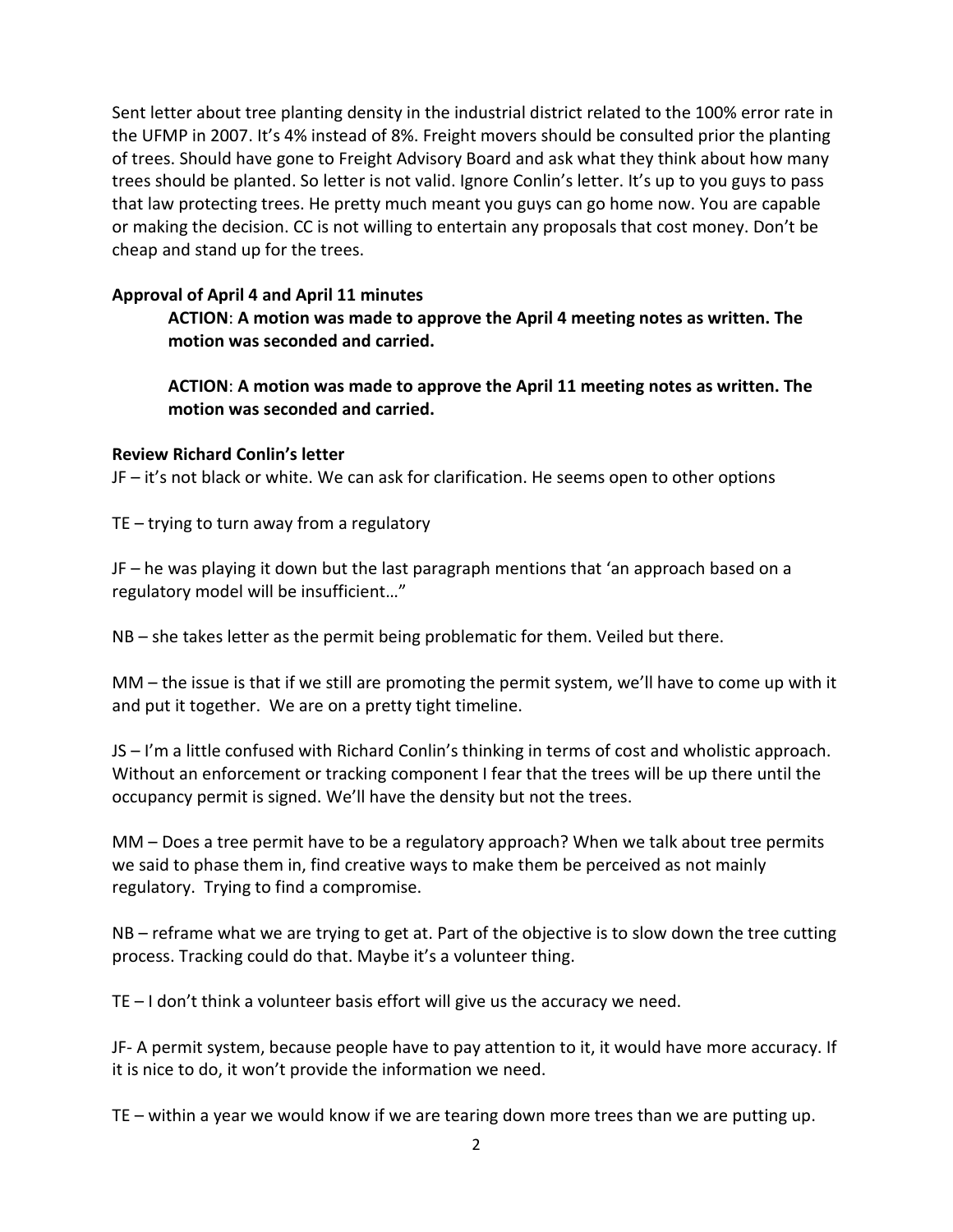Sent letter about tree planting density in the industrial district related to the 100% error rate in the UFMP in 2007. It's 4% instead of 8%. Freight movers should be consulted prior the planting of trees. Should have gone to Freight Advisory Board and ask what they think about how many trees should be planted. So letter is not valid. Ignore Conlin's letter. It's up to you guys to pass that law protecting trees. He pretty much meant you guys can go home now. You are capable or making the decision. CC is not willing to entertain any proposals that cost money. Don't be cheap and stand up for the trees.

**Approval of April 4 and April 11 minutes**

> **ACTION**: **A motion was made to approve the April 4 meeting notes as written. The motion was seconded and carried.**
>
> **ACTION**: **A motion was made to approve the April 11 meeting notes as written. The motion was seconded and carried.**

**Review Richard Conlin's letter**

JF – it's not black or white. We can ask for clarification. He seems open to other options

TE – trying to turn away from a regulatory

JF – he was playing it down but the last paragraph mentions that 'an approach based on a regulatory model will be insufficient…"

NB – she takes letter as the permit being problematic for them. Veiled but there.

MM – the issue is that if we still are promoting the permit system, we'll have to come up with it and put it together. We are on a pretty tight timeline.

JS – I'm a little confused with Richard Conlin's thinking in terms of cost and wholistic approach. Without an enforcement or tracking component I fear that the trees will be up there until the occupancy permit is signed. We'll have the density but not the trees.

MM – Does a tree permit have to be a regulatory approach? When we talk about tree permits we said to phase them in, find creative ways to make them be perceived as not mainly regulatory. Trying to find a compromise.

NB – reframe what we are trying to get at. Part of the objective is to slow down the tree cutting process. Tracking could do that. Maybe it's a volunteer thing.

TE – I don't think a volunteer basis effort will give us the accuracy we need.

JF- A permit system, because people have to pay attention to it, it would have more accuracy. If it is nice to do, it won't provide the information we need.

TE – within a year we would know if we are tearing down more trees than we are putting up.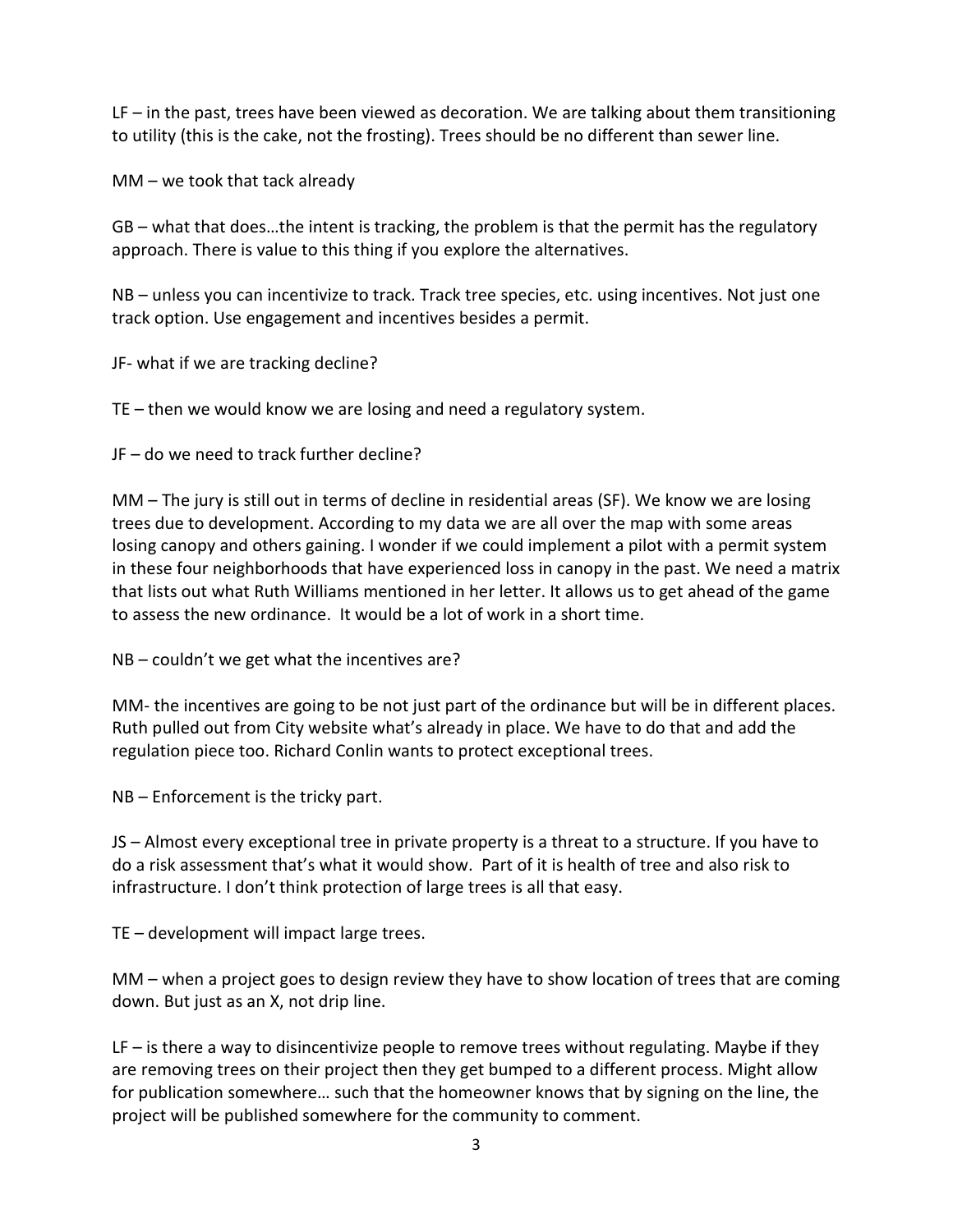LF – in the past, trees have been viewed as decoration. We are talking about them transitioning to utility (this is the cake, not the frosting). Trees should be no different than sewer line.

MM – we took that tack already

GB – what that does…the intent is tracking, the problem is that the permit has the regulatory approach. There is value to this thing if you explore the alternatives.

NB – unless you can incentivize to track. Track tree species, etc. using incentives. Not just one track option. Use engagement and incentives besides a permit.

JF- what if we are tracking decline?

TE – then we would know we are losing and need a regulatory system.

JF – do we need to track further decline?

MM – The jury is still out in terms of decline in residential areas (SF). We know we are losing trees due to development. According to my data we are all over the map with some areas losing canopy and others gaining. I wonder if we could implement a pilot with a permit system in these four neighborhoods that have experienced loss in canopy in the past. We need a matrix that lists out what Ruth Williams mentioned in her letter. It allows us to get ahead of the game to assess the new ordinance. It would be a lot of work in a short time.

NB – couldn't we get what the incentives are?

MM- the incentives are going to be not just part of the ordinance but will be in different places. Ruth pulled out from City website what's already in place. We have to do that and add the regulation piece too. Richard Conlin wants to protect exceptional trees.

NB – Enforcement is the tricky part.

JS – Almost every exceptional tree in private property is a threat to a structure. If you have to do a risk assessment that's what it would show. Part of it is health of tree and also risk to infrastructure. I don't think protection of large trees is all that easy.

TE – development will impact large trees.

MM – when a project goes to design review they have to show location of trees that are coming down. But just as an X, not drip line.

LF – is there a way to disincentivize people to remove trees without regulating. Maybe if they are removing trees on their project then they get bumped to a different process. Might allow for publication somewhere… such that the homeowner knows that by signing on the line, the project will be published somewhere for the community to comment.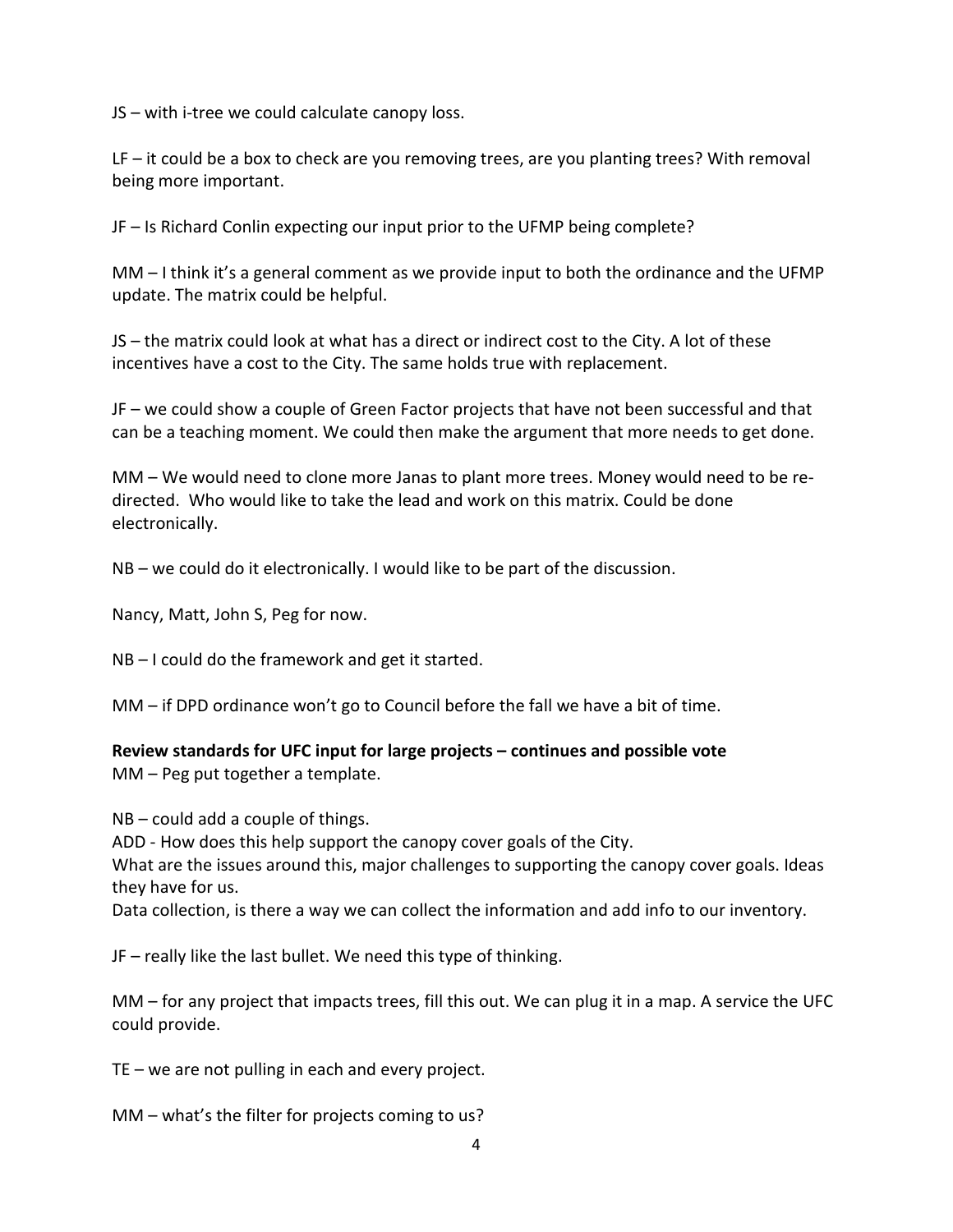JS – with i-tree we could calculate canopy loss.

LF – it could be a box to check are you removing trees, are you planting trees? With removal being more important.

JF – Is Richard Conlin expecting our input prior to the UFMP being complete?

MM – I think it's a general comment as we provide input to both the ordinance and the UFMP update. The matrix could be helpful.

JS – the matrix could look at what has a direct or indirect cost to the City. A lot of these incentives have a cost to the City. The same holds true with replacement.

JF – we could show a couple of Green Factor projects that have not been successful and that can be a teaching moment. We could then make the argument that more needs to get done.

MM – We would need to clone more Janas to plant more trees. Money would need to be re-directed. Who would like to take the lead and work on this matrix. Could be done electronically.

NB – we could do it electronically. I would like to be part of the discussion.

Nancy, Matt, John S, Peg for now.

NB – I could do the framework and get it started.

MM – if DPD ordinance won't go to Council before the fall we have a bit of time.

**Review standards for UFC input for large projects – continues and possible vote**

MM – Peg put together a template.

NB – could add a couple of things.
ADD - How does this help support the canopy cover goals of the City.
What are the issues around this, major challenges to supporting the canopy cover goals. Ideas they have for us.
Data collection, is there a way we can collect the information and add info to our inventory.

JF – really like the last bullet. We need this type of thinking.

MM – for any project that impacts trees, fill this out. We can plug it in a map. A service the UFC could provide.

TE – we are not pulling in each and every project.

MM – what's the filter for projects coming to us?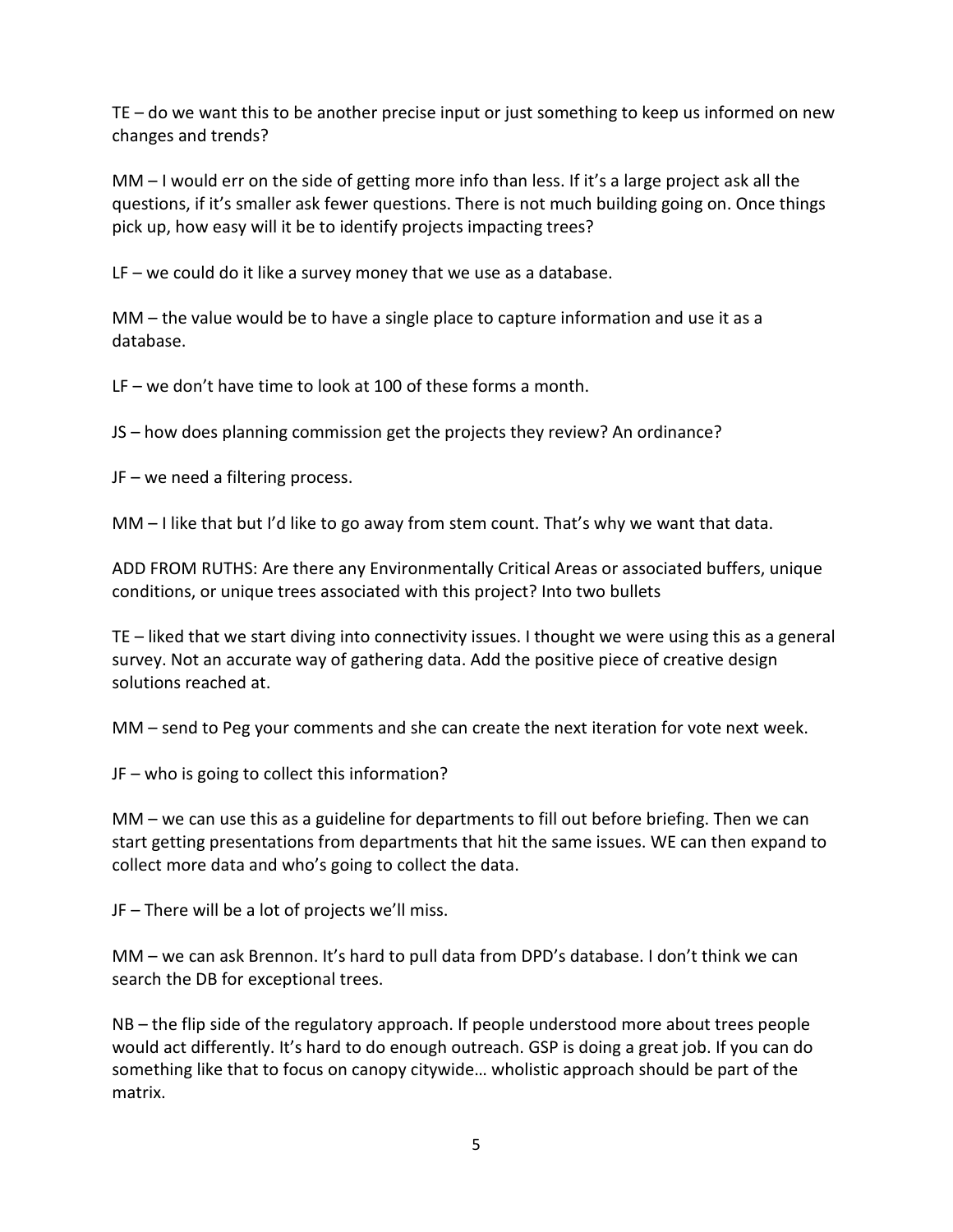TE – do we want this to be another precise input or just something to keep us informed on new changes and trends?

MM – I would err on the side of getting more info than less. If it's a large project ask all the questions, if it's smaller ask fewer questions. There is not much building going on. Once things pick up, how easy will it be to identify projects impacting trees?

LF – we could do it like a survey money that we use as a database.

MM – the value would be to have a single place to capture information and use it as a database.

LF – we don't have time to look at 100 of these forms a month.

JS – how does planning commission get the projects they review? An ordinance?

JF – we need a filtering process.

MM – I like that but I'd like to go away from stem count. That's why we want that data.

ADD FROM RUTHS: Are there any Environmentally Critical Areas or associated buffers, unique conditions, or unique trees associated with this project? Into two bullets

TE – liked that we start diving into connectivity issues. I thought we were using this as a general survey. Not an accurate way of gathering data. Add the positive piece of creative design solutions reached at.

MM – send to Peg your comments and she can create the next iteration for vote next week.

JF – who is going to collect this information?

MM – we can use this as a guideline for departments to fill out before briefing. Then we can start getting presentations from departments that hit the same issues. WE can then expand to collect more data and who's going to collect the data.

JF – There will be a lot of projects we'll miss.

MM – we can ask Brennon. It's hard to pull data from DPD's database. I don't think we can search the DB for exceptional trees.

NB – the flip side of the regulatory approach. If people understood more about trees people would act differently. It's hard to do enough outreach. GSP is doing a great job. If you can do something like that to focus on canopy citywide… wholistic approach should be part of the matrix.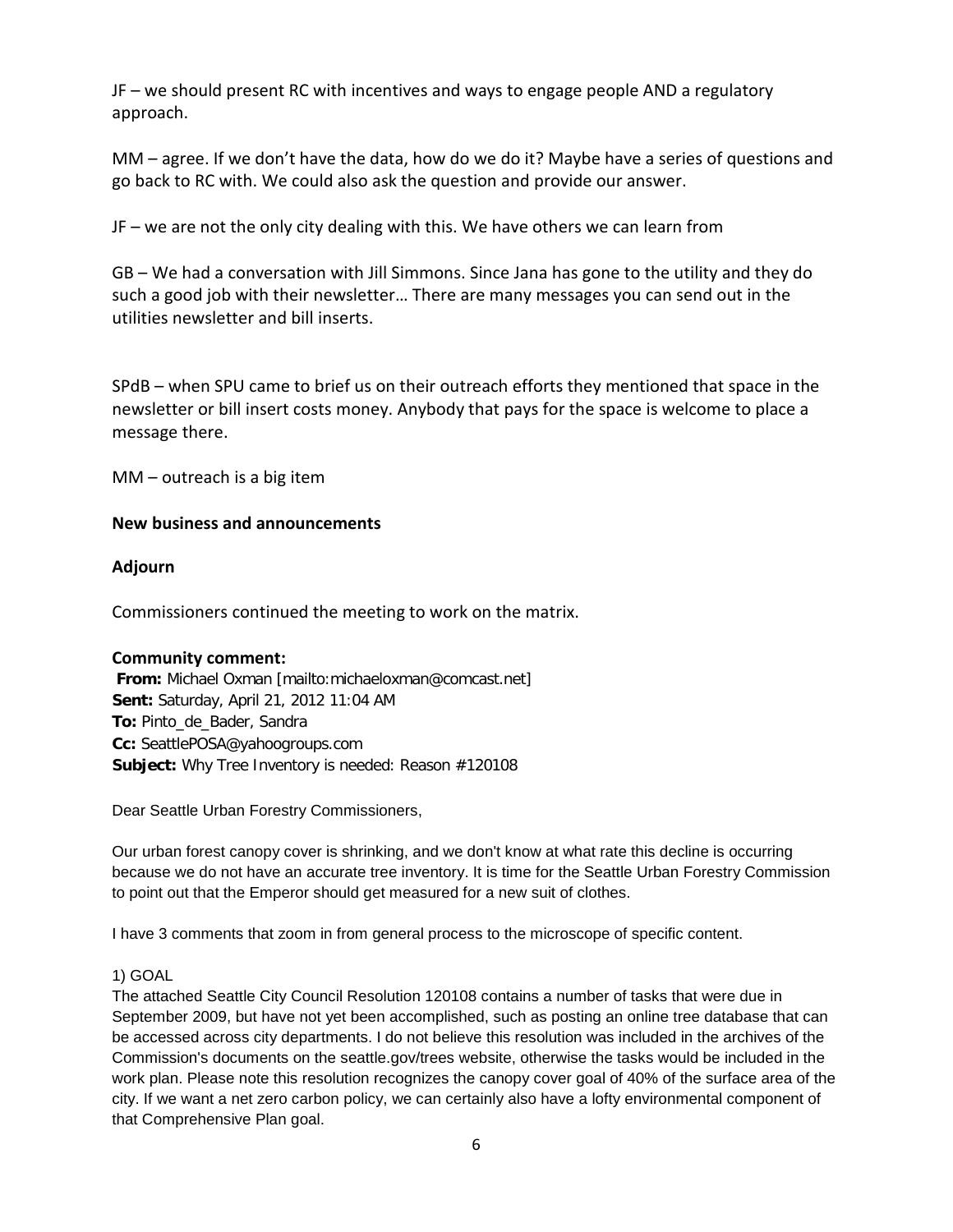JF – we should present RC with incentives and ways to engage people AND a regulatory approach.

MM – agree. If we don't have the data, how do we do it? Maybe have a series of questions and go back to RC with. We could also ask the question and provide our answer.

JF – we are not the only city dealing with this. We have others we can learn from

GB – We had a conversation with Jill Simmons. Since Jana has gone to the utility and they do such a good job with their newsletter… There are many messages you can send out in the utilities newsletter and bill inserts.

SPdB – when SPU came to brief us on their outreach efforts they mentioned that space in the newsletter or bill insert costs money. Anybody that pays for the space is welcome to place a message there.

MM – outreach is a big item

**New business and announcements**

**Adjourn**

Commissioners continued the meeting to work on the matrix.

**Community comment:**

**From:** Michael Oxman [mailto:michaeloxman@comcast.net]
**Sent:** Saturday, April 21, 2012 11:04 AM
**To:** Pinto_de_Bader, Sandra
**Cc:** SeattlePOSA@yahoogroups.com
**Subject:** Why Tree Inventory is needed: Reason #120108

Dear Seattle Urban Forestry Commissioners,

Our urban forest canopy cover is shrinking, and we don't know at what rate this decline is occurring because we do not have an accurate tree inventory. It is time for the Seattle Urban Forestry Commission to point out that the Emperor should get measured for a new suit of clothes.

I have 3 comments that zoom in from general process to the microscope of specific content.

1) GOAL

The attached Seattle City Council Resolution 120108 contains a number of tasks that were due in September 2009, but have not yet been accomplished, such as posting an online tree database that can be accessed across city departments. I do not believe this resolution was included in the archives of the Commission's documents on the seattle.gov/trees website, otherwise the tasks would be included in the work plan. Please note this resolution recognizes the canopy cover goal of 40% of the surface area of the city. If we want a net zero carbon policy, we can certainly also have a lofty environmental component of that Comprehensive Plan goal.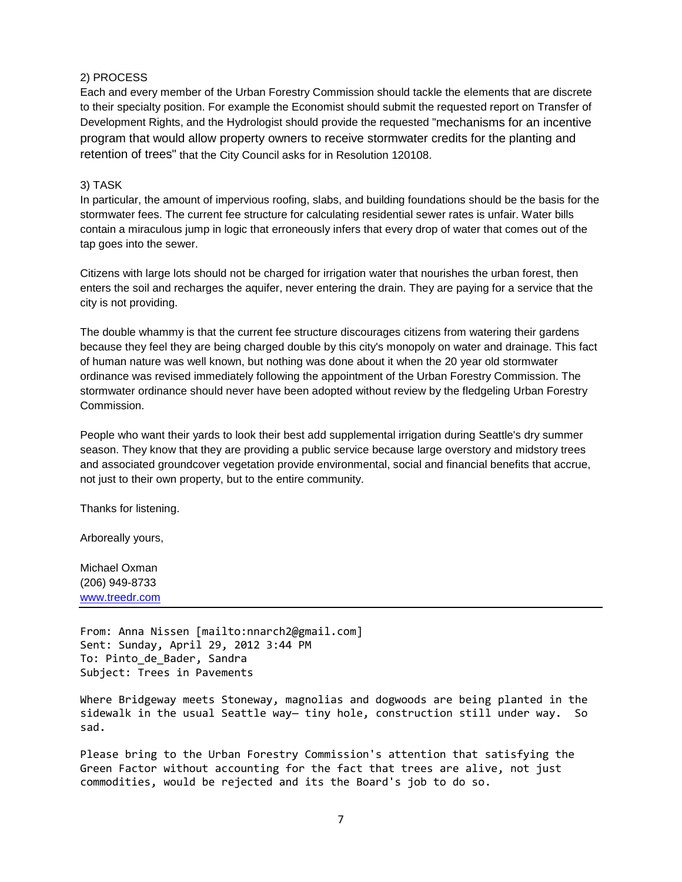2) PROCESS

Each and every member of the Urban Forestry Commission should tackle the elements that are discrete to their specialty position. For example the Economist should submit the requested report on Transfer of Development Rights, and the Hydrologist should provide the requested "mechanisms for an incentive program that would allow property owners to receive stormwater credits for the planting and retention of trees" that the City Council asks for in Resolution 120108.

3) TASK

In particular, the amount of impervious roofing, slabs, and building foundations should be the basis for the stormwater fees. The current fee structure for calculating residential sewer rates is unfair. Water bills contain a miraculous jump in logic that erroneously infers that every drop of water that comes out of the tap goes into the sewer.

Citizens with large lots should not be charged for irrigation water that nourishes the urban forest, then enters the soil and recharges the aquifer, never entering the drain. They are paying for a service that the city is not providing.

The double whammy is that the current fee structure discourages citizens from watering their gardens because they feel they are being charged double by this city's monopoly on water and drainage. This fact of human nature was well known, but nothing was done about it when the 20 year old stormwater ordinance was revised immediately following the appointment of the Urban Forestry Commission. The stormwater ordinance should never have been adopted without review by the fledgeling Urban Forestry Commission.

People who want their yards to look their best add supplemental irrigation during Seattle's dry summer season. They know that they are providing a public service because large overstory and midstory trees and associated groundcover vegetation provide environmental, social and financial benefits that accrue, not just to their own property, but to the entire community.

Thanks for listening.

Arboreally yours,

Michael Oxman
(206) 949-8733
www.treedr.com

---

From: Anna Nissen [mailto:nnarch2@gmail.com]
Sent: Sunday, April 29, 2012 3:44 PM
To: Pinto_de_Bader, Sandra
Subject: Trees in Pavements

Where Bridgeway meets Stoneway, magnolias and dogwoods are being planted in the sidewalk in the usual Seattle way– tiny hole, construction still under way. So sad.

Please bring to the Urban Forestry Commission's attention that satisfying the Green Factor without accounting for the fact that trees are alive, not just commodities, would be rejected and its the Board's job to do so.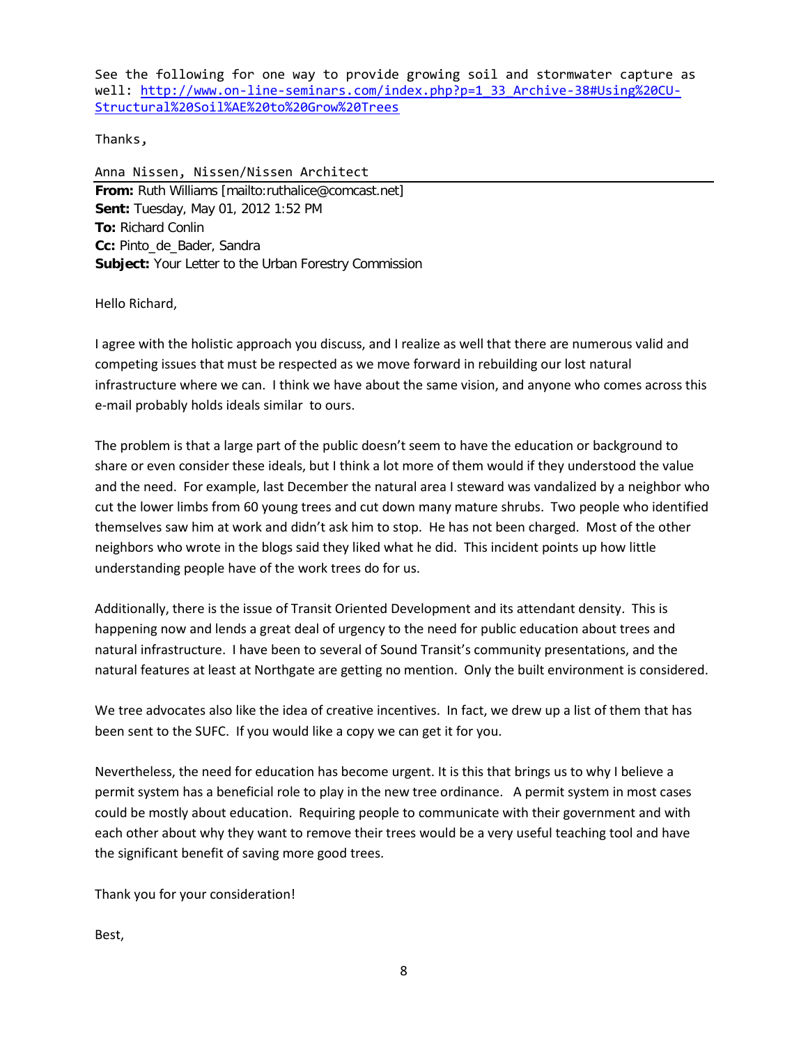See the following for one way to provide growing soil and stormwater capture as well: http://www.on-line-seminars.com/index.php?p=1_33_Archive-38#Using%20CU-Structural%20Soil%AE%20to%20Grow%20Trees

Thanks,

Anna Nissen, Nissen/Nissen Architect

**From:** Ruth Williams [mailto:ruthalice@comcast.net]
**Sent:** Tuesday, May 01, 2012 1:52 PM
**To:** Richard Conlin
**Cc:** Pinto_de_Bader, Sandra
**Subject:** Your Letter to the Urban Forestry Commission

Hello Richard,

I agree with the holistic approach you discuss, and I realize as well that there are numerous valid and competing issues that must be respected as we move forward in rebuilding our lost natural infrastructure where we can. I think we have about the same vision, and anyone who comes across this e-mail probably holds ideals similar to ours.

The problem is that a large part of the public doesn't seem to have the education or background to share or even consider these ideals, but I think a lot more of them would if they understood the value and the need. For example, last December the natural area I steward was vandalized by a neighbor who cut the lower limbs from 60 young trees and cut down many mature shrubs. Two people who identified themselves saw him at work and didn't ask him to stop. He has not been charged. Most of the other neighbors who wrote in the blogs said they liked what he did. This incident points up how little understanding people have of the work trees do for us.

Additionally, there is the issue of Transit Oriented Development and its attendant density. This is happening now and lends a great deal of urgency to the need for public education about trees and natural infrastructure. I have been to several of Sound Transit's community presentations, and the natural features at least at Northgate are getting no mention. Only the built environment is considered.

We tree advocates also like the idea of creative incentives. In fact, we drew up a list of them that has been sent to the SUFC. If you would like a copy we can get it for you.

Nevertheless, the need for education has become urgent. It is this that brings us to why I believe a permit system has a beneficial role to play in the new tree ordinance. A permit system in most cases could be mostly about education. Requiring people to communicate with their government and with each other about why they want to remove their trees would be a very useful teaching tool and have the significant benefit of saving more good trees.

Thank you for your consideration!

Best,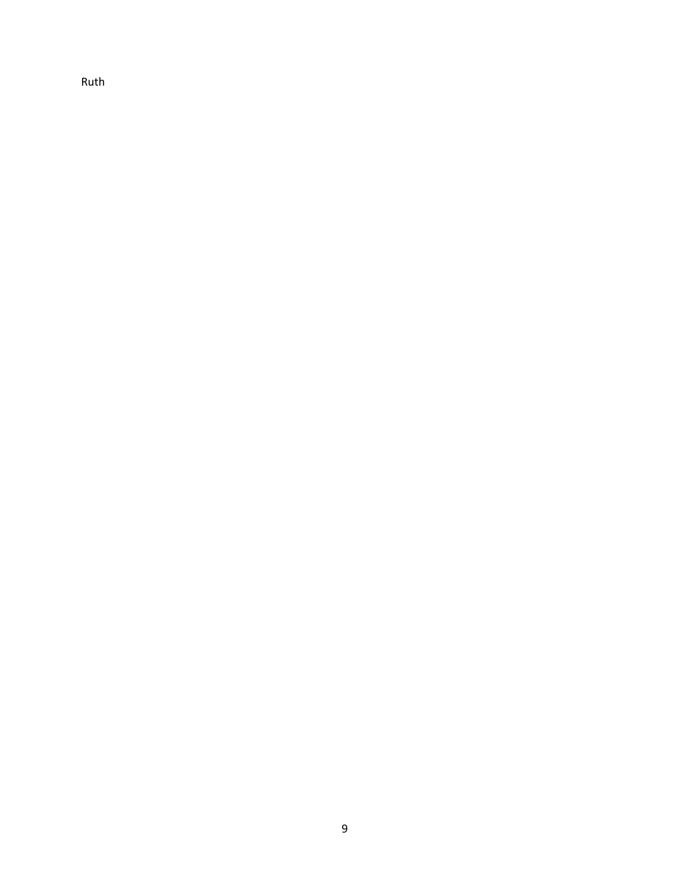Ruth